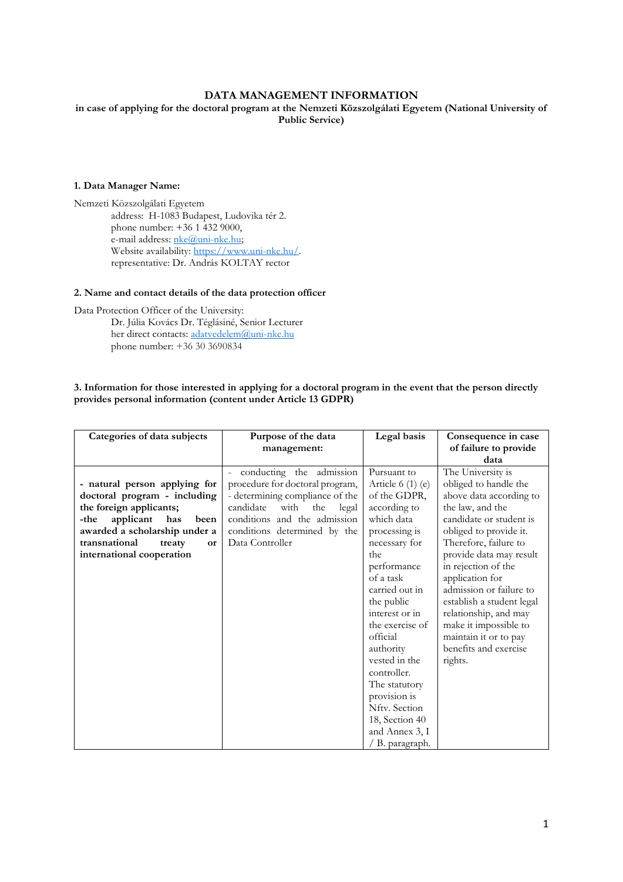# DATA MANAGEMENT INFORMATION

**in case of applying for the doctoral program at the Nemzeti Közszolgálati Egyetem (National University of Public Service)**

### 1. Data Manager Name:

Nemzeti Közszolgálati Egyetem
address: H-1083 Budapest, Ludovika tér 2.
phone number: +36 1 432 9000,
e-mail address: nke@uni-nke.hu;
Website availability: https://www.uni-nke.hu/.
representative: Dr. András KOLTAY rector

### 2. Name and contact details of the data protection officer

Data Protection Officer of the University:
Dr. Júlia Kovács Dr. Téglásiné, Senior Lecturer
her direct contacts: adatvedelem@uni-nke.hu
phone number: +36 30 3690834

### 3. Information for those interested in applying for a doctoral program in the event that the person directly provides personal information (content under Article 13 GDPR)

| Categories of data subjects | Purpose of the data management: | Legal basis | Consequence in case of failure to provide data |
|---|---|---|---|
| **- natural person applying for doctoral program - including the foreign applicants;**<br>**-the applicant has been awarded a scholarship under a transnational treaty or international cooperation** | - conducting the admission procedure for doctoral program,<br>- determining compliance of the candidate with the legal conditions and the admission conditions determined by the Data Controller | Pursuant to Article 6 (1) (e) of the GDPR, according to which data processing is necessary for the performance of a task carried out in the public interest or in the exercise of official authority vested in the controller. The statutory provision is Nftv. Section 18, Section 40 and Annex 3, I / B. paragraph. | The University is obliged to handle the above data according to the law, and the candidate or student is obliged to provide it. Therefore, failure to provide data may result in rejection of the application for admission or failure to establish a student legal relationship, and may make it impossible to maintain it or to pay benefits and exercise rights. |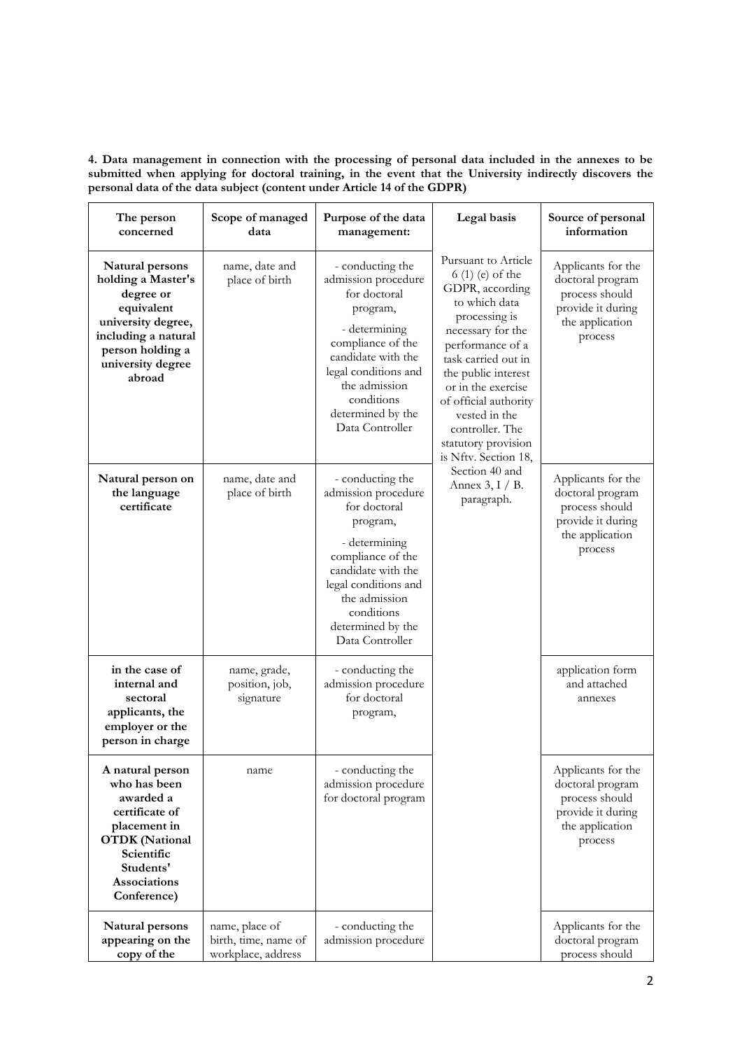**4. Data management in connection with the processing of personal data included in the annexes to be submitted when applying for doctoral training, in the event that the University indirectly discovers the personal data of the data subject (content under Article 14 of the GDPR)**

| The person concerned | Scope of managed data | Purpose of the data management: | Legal basis | Source of personal information |
|---|---|---|---|---|
| **Natural persons holding a Master's degree or equivalent university degree, including a natural person holding a university degree abroad** | name, date and place of birth | - conducting the admission procedure for doctoral program, - determining compliance of the candidate with the legal conditions and the admission conditions determined by the Data Controller | Pursuant to Article 6 (1) (e) of the GDPR, according to which data processing is necessary for the performance of a task carried out in the public interest or in the exercise of official authority vested in the controller. The statutory provision is Nftv. Section 18, Section 40 and Annex 3, I / B. paragraph. | Applicants for the doctoral program process should provide it during the application process |
| **Natural person on the language certificate** | name, date and place of birth | - conducting the admission procedure for doctoral program, - determining compliance of the candidate with the legal conditions and the admission conditions determined by the Data Controller | | Applicants for the doctoral program process should provide it during the application process |
| **in the case of internal and sectoral applicants, the employer or the person in charge** | name, grade, position, job, signature | - conducting the admission procedure for doctoral program, | | application form and attached annexes |
| **A natural person who has been awarded a certificate of placement in OTDK (National Scientific Students' Associations Conference)** | name | - conducting the admission procedure for doctoral program | | Applicants for the doctoral program process should provide it during the application process |
| **Natural persons appearing on the copy of the** | name, place of birth, time, name of workplace, address | - conducting the admission procedure | | Applicants for the doctoral program process should |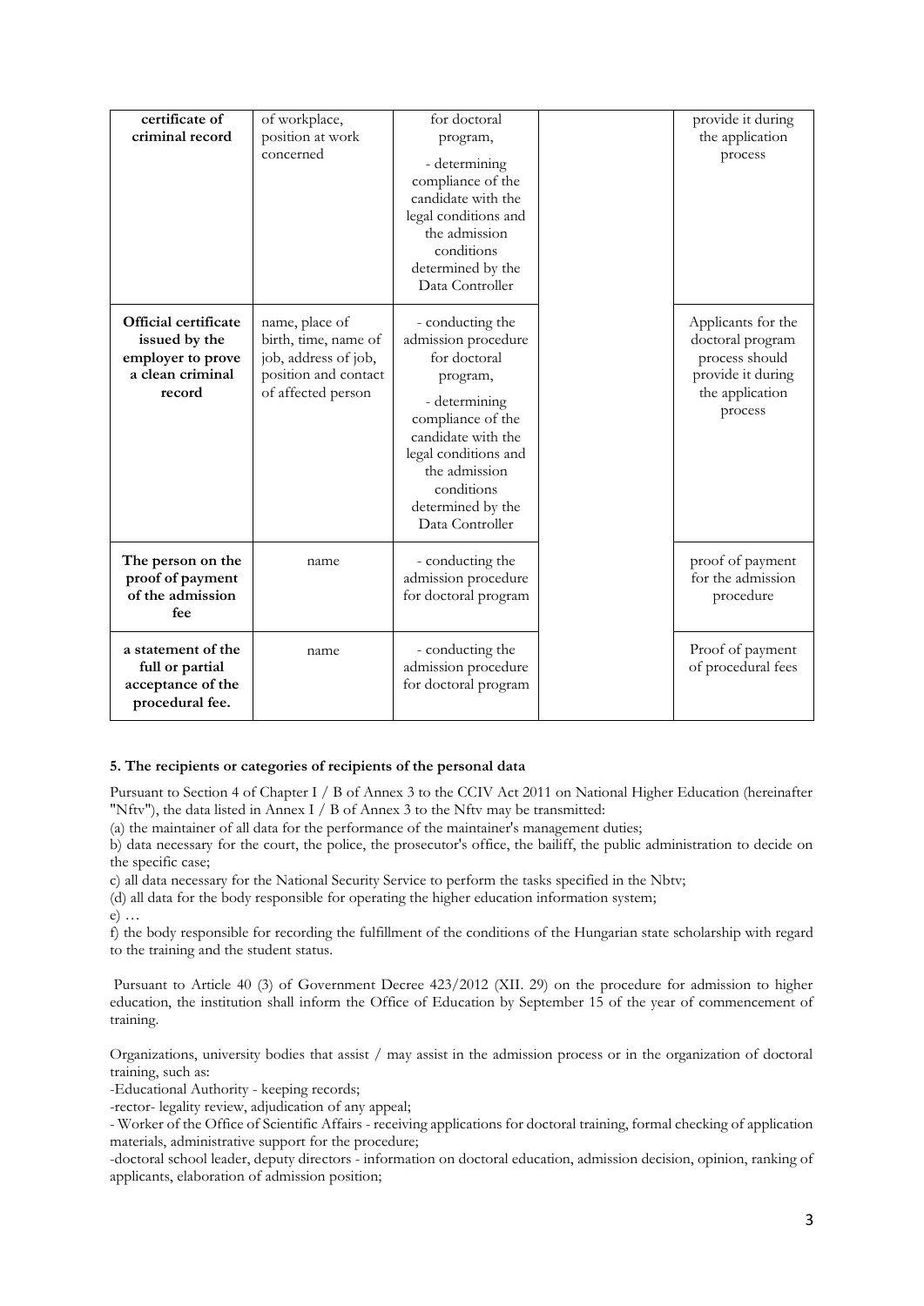| | | | | |
|---|---|---|---|---|
| **certificate of criminal record** | of workplace, position at work concerned | for doctoral program,<br>- determining compliance of the candidate with the legal conditions and the admission conditions determined by the Data Controller | | provide it during the application process |
| **Official certificate issued by the employer to prove a clean criminal record** | name, place of birth, time, name of job, address of job, position and contact of affected person | - conducting the admission procedure for doctoral program,<br>- determining compliance of the candidate with the legal conditions and the admission conditions determined by the Data Controller | | Applicants for the doctoral program process should provide it during the application process |
| **The person on the proof of payment of the admission fee** | name | - conducting the admission procedure for doctoral program | | proof of payment for the admission procedure |
| **a statement of the full or partial acceptance of the procedural fee.** | name | - conducting the admission procedure for doctoral program | | Proof of payment of procedural fees |

**5. The recipients or categories of recipients of the personal data**

Pursuant to Section 4 of Chapter I / B of Annex 3 to the CCIV Act 2011 on National Higher Education (hereinafter "Nftv"), the data listed in Annex I / B of Annex 3 to the Nftv may be transmitted:

(a) the maintainer of all data for the performance of the maintainer's management duties;

b) data necessary for the court, the police, the prosecutor's office, the bailiff, the public administration to decide on the specific case;

c) all data necessary for the National Security Service to perform the tasks specified in the Nbtv;

(d) all data for the body responsible for operating the higher education information system;

e) …

f) the body responsible for recording the fulfillment of the conditions of the Hungarian state scholarship with regard to the training and the student status.

Pursuant to Article 40 (3) of Government Decree 423/2012 (XII. 29) on the procedure for admission to higher education, the institution shall inform the Office of Education by September 15 of the year of commencement of training.

Organizations, university bodies that assist / may assist in the admission process or in the organization of doctoral training, such as:

-Educational Authority - keeping records;

-rector- legality review, adjudication of any appeal;

- Worker of the Office of Scientific Affairs - receiving applications for doctoral training, formal checking of application materials, administrative support for the procedure;

-doctoral school leader, deputy directors - information on doctoral education, admission decision, opinion, ranking of applicants, elaboration of admission position;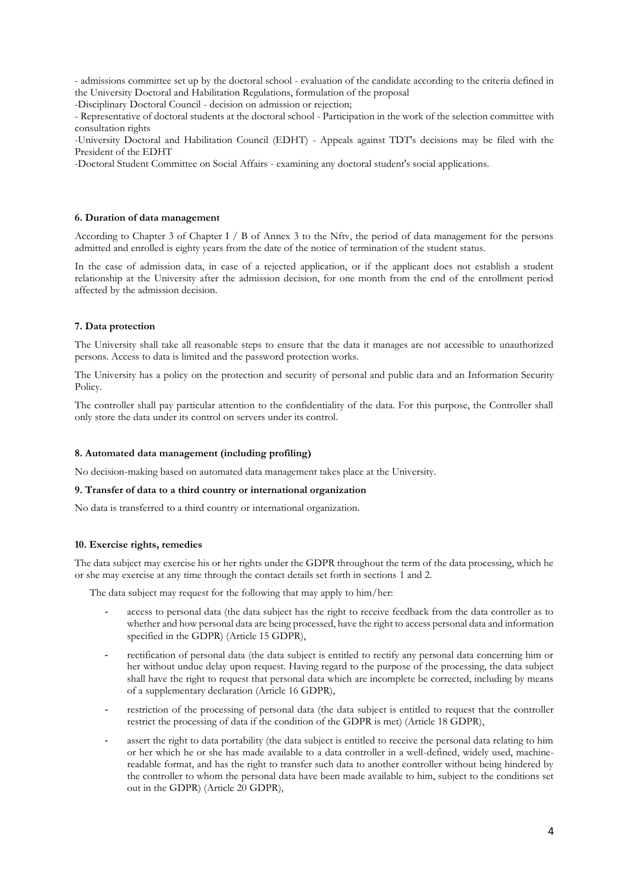- admissions committee set up by the doctoral school - evaluation of the candidate according to the criteria defined in the University Doctoral and Habilitation Regulations, formulation of the proposal

-Disciplinary Doctoral Council - decision on admission or rejection;

- Representative of doctoral students at the doctoral school - Participation in the work of the selection committee with consultation rights

-University Doctoral and Habilitation Council (EDHT) - Appeals against TDT's decisions may be filed with the President of the EDHT

-Doctoral Student Committee on Social Affairs - examining any doctoral student's social applications.

#### 6. Duration of data management

According to Chapter 3 of Chapter I / B of Annex 3 to the Nftv, the period of data management for the persons admitted and enrolled is eighty years from the date of the notice of termination of the student status.

In the case of admission data, in case of a rejected application, or if the applicant does not establish a student relationship at the University after the admission decision, for one month from the end of the enrollment period affected by the admission decision.

#### 7. Data protection

The University shall take all reasonable steps to ensure that the data it manages are not accessible to unauthorized persons. Access to data is limited and the password protection works.

The University has a policy on the protection and security of personal and public data and an Information Security Policy.

The controller shall pay particular attention to the confidentiality of the data. For this purpose, the Controller shall only store the data under its control on servers under its control.

#### 8. Automated data management (including profiling)

No decision-making based on automated data management takes place at the University.

#### 9. Transfer of data to a third country or international organization

No data is transferred to a third country or international organization.

#### 10. Exercise rights, remedies

The data subject may exercise his or her rights under the GDPR throughout the term of the data processing, which he or she may exercise at any time through the contact details set forth in sections 1 and 2.

The data subject may request for the following that may apply to him/her:

- access to personal data (the data subject has the right to receive feedback from the data controller as to whether and how personal data are being processed, have the right to access personal data and information specified in the GDPR) (Article 15 GDPR),
- rectification of personal data (the data subject is entitled to rectify any personal data concerning him or her without undue delay upon request. Having regard to the purpose of the processing, the data subject shall have the right to request that personal data which are incomplete be corrected, including by means of a supplementary declaration (Article 16 GDPR),
- restriction of the processing of personal data (the data subject is entitled to request that the controller restrict the processing of data if the condition of the GDPR is met) (Article 18 GDPR),
- assert the right to data portability (the data subject is entitled to receive the personal data relating to him or her which he or she has made available to a data controller in a well-defined, widely used, machine-readable format, and has the right to transfer such data to another controller without being hindered by the controller to whom the personal data have been made available to him, subject to the conditions set out in the GDPR) (Article 20 GDPR),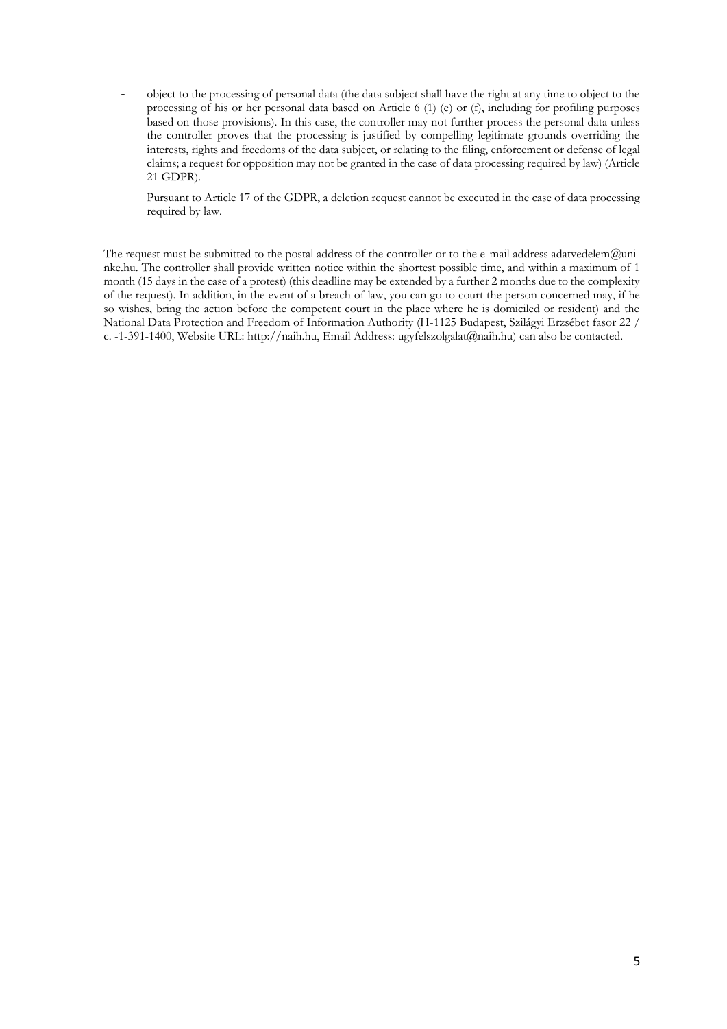- object to the processing of personal data (the data subject shall have the right at any time to object to the processing of his or her personal data based on Article 6 (1) (e) or (f), including for profiling purposes based on those provisions). In this case, the controller may not further process the personal data unless the controller proves that the processing is justified by compelling legitimate grounds overriding the interests, rights and freedoms of the data subject, or relating to the filing, enforcement or defense of legal claims; a request for opposition may not be granted in the case of data processing required by law) (Article 21 GDPR).

  Pursuant to Article 17 of the GDPR, a deletion request cannot be executed in the case of data processing required by law.

The request must be submitted to the postal address of the controller or to the e-mail address adatvedelem@uni-nke.hu. The controller shall provide written notice within the shortest possible time, and within a maximum of 1 month (15 days in the case of a protest) (this deadline may be extended by a further 2 months due to the complexity of the request). In addition, in the event of a breach of law, you can go to court the person concerned may, if he so wishes, bring the action before the competent court in the place where he is domiciled or resident) and the National Data Protection and Freedom of Information Authority (H-1125 Budapest, Szilágyi Erzsébet fasor 22 / c. -1-391-1400, Website URL: http://naih.hu, Email Address: ugyfelszolgalat@naih.hu) can also be contacted.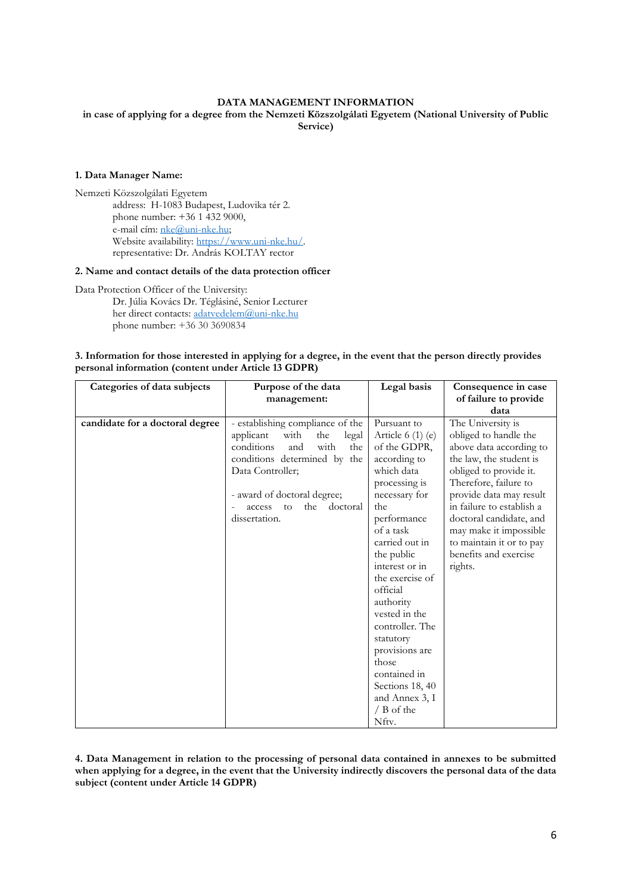**DATA MANAGEMENT INFORMATION**

**in case of applying for a degree from the Nemzeti Közszolgálati Egyetem (National University of Public Service)**

**1. Data Manager Name:**

Nemzeti Közszolgálati Egyetem
address: H-1083 Budapest, Ludovika tér 2.
phone number: +36 1 432 9000,
e-mail cím: nke@uni-nke.hu;
Website availability: https://www.uni-nke.hu/.
representative: Dr. András KOLTAY rector

**2. Name and contact details of the data protection officer**

Data Protection Officer of the University:
Dr. Júlia Kovács Dr. Téglásiné, Senior Lecturer
her direct contacts: adatvedelem@uni-nke.hu
phone number: +36 30 3690834

**3. Information for those interested in applying for a degree, in the event that the person directly provides personal information (content under Article 13 GDPR)**

| Categories of data subjects | Purpose of the data management: | Legal basis | Consequence in case of failure to provide data |
|---|---|---|---|
| **candidate for a doctoral degree** | - establishing compliance of the applicant with the legal conditions and with the conditions determined by the Data Controller;<br><br>- award of doctoral degree;<br>- access to the doctoral dissertation. | Pursuant to Article 6 (1) (e) of the GDPR, according to which data processing is necessary for the performance of a task carried out in the public interest or in the exercise of official authority vested in the controller. The statutory provisions are those contained in Sections 18, 40 and Annex 3, I / B of the Nftv. | The University is obliged to handle the above data according to the law, the student is obliged to provide it. Therefore, failure to provide data may result in failure to establish a doctoral candidate, and may make it impossible to maintain it or to pay benefits and exercise rights. |

**4. Data Management in relation to the processing of personal data contained in annexes to be submitted when applying for a degree, in the event that the University indirectly discovers the personal data of the data subject (content under Article 14 GDPR)**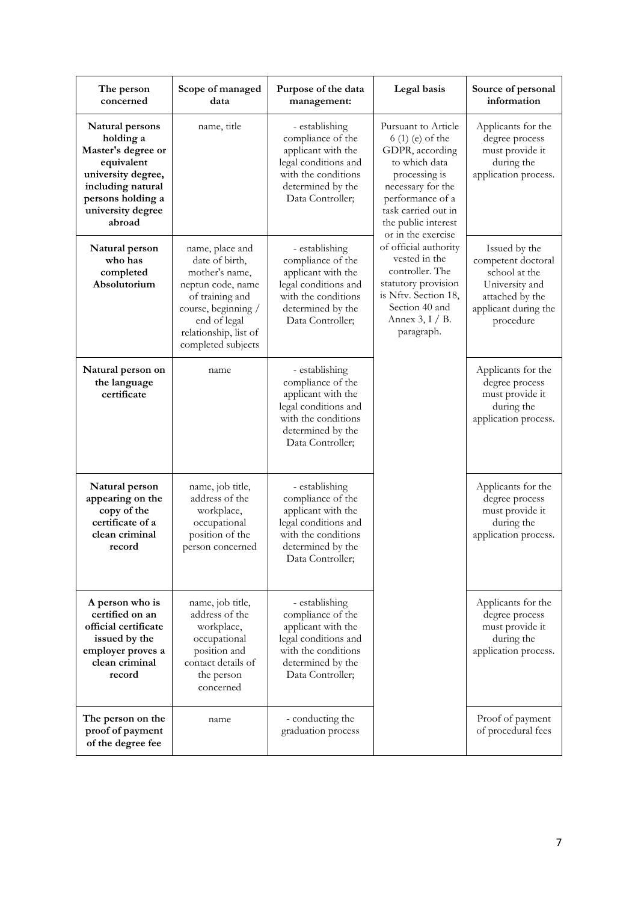| The person concerned | Scope of managed data | Purpose of the data management: | Legal basis | Source of personal information |
|---|---|---|---|---|
| **Natural persons holding a Master's degree or equivalent university degree, including natural persons holding a university degree abroad** | name, title | - establishing compliance of the applicant with the legal conditions and with the conditions determined by the Data Controller; | Pursuant to Article 6 (1) (e) of the GDPR, according to which data processing is necessary for the performance of a task carried out in the public interest or in the exercise of official authority vested in the controller. The statutory provision is Nftv. Section 18, Section 40 and Annex 3, I / B. paragraph. | Applicants for the degree process must provide it during the application process. |
| **Natural person who has completed Absolutorium** | name, place and date of birth, mother's name, neptun code, name of training and course, beginning / end of legal relationship, list of completed subjects | - establishing compliance of the applicant with the legal conditions and with the conditions determined by the Data Controller; | | Issued by the competent doctoral school at the University and attached by the applicant during the procedure |
| **Natural person on the language certificate** | name | - establishing compliance of the applicant with the legal conditions and with the conditions determined by the Data Controller; | | Applicants for the degree process must provide it during the application process. |
| **Natural person appearing on the copy of the certificate of a clean criminal record** | name, job title, address of the workplace, occupational position of the person concerned | - establishing compliance of the applicant with the legal conditions and with the conditions determined by the Data Controller; | | Applicants for the degree process must provide it during the application process. |
| **A person who is certified on an official certificate issued by the employer proves a clean criminal record** | name, job title, address of the workplace, occupational position and contact details of the person concerned | - establishing compliance of the applicant with the legal conditions and with the conditions determined by the Data Controller; | | Applicants for the degree process must provide it during the application process. |
| **The person on the proof of payment of the degree fee** | name | - conducting the graduation process | | Proof of payment of procedural fees |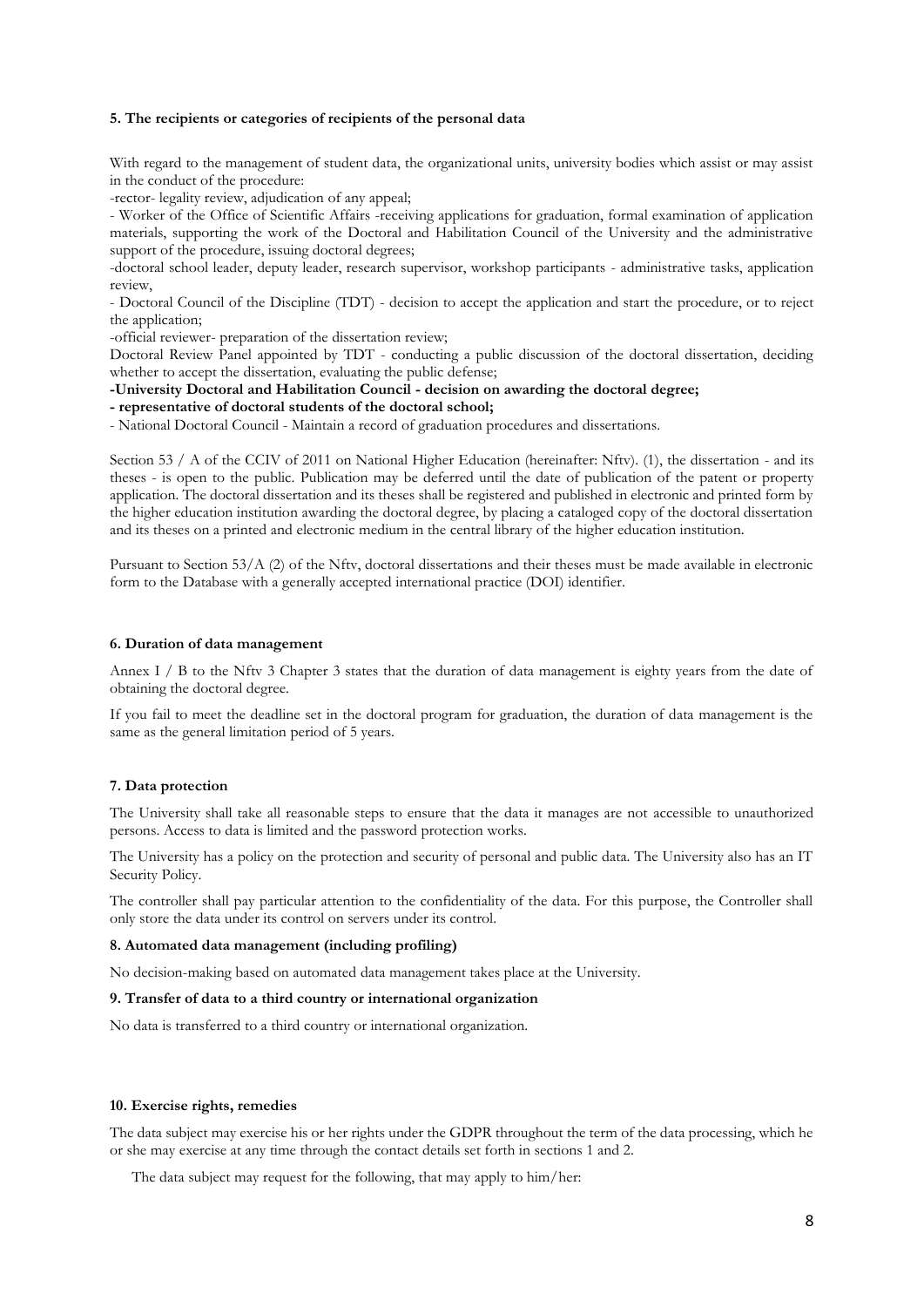**5. The recipients or categories of recipients of the personal data**

With regard to the management of student data, the organizational units, university bodies which assist or may assist in the conduct of the procedure:

-rector- legality review, adjudication of any appeal;

- Worker of the Office of Scientific Affairs -receiving applications for graduation, formal examination of application materials, supporting the work of the Doctoral and Habilitation Council of the University and the administrative support of the procedure, issuing doctoral degrees;

-doctoral school leader, deputy leader, research supervisor, workshop participants - administrative tasks, application review,

- Doctoral Council of the Discipline (TDT) - decision to accept the application and start the procedure, or to reject the application;

-official reviewer- preparation of the dissertation review;

Doctoral Review Panel appointed by TDT - conducting a public discussion of the doctoral dissertation, deciding whether to accept the dissertation, evaluating the public defense;

**-University Doctoral and Habilitation Council - decision on awarding the doctoral degree;**

**- representative of doctoral students of the doctoral school;**

- National Doctoral Council - Maintain a record of graduation procedures and dissertations.

Section 53 / A of the CCIV of 2011 on National Higher Education (hereinafter: Nftv). (1), the dissertation - and its theses - is open to the public. Publication may be deferred until the date of publication of the patent or property application. The doctoral dissertation and its theses shall be registered and published in electronic and printed form by the higher education institution awarding the doctoral degree, by placing a cataloged copy of the doctoral dissertation and its theses on a printed and electronic medium in the central library of the higher education institution.

Pursuant to Section 53/A (2) of the Nftv, doctoral dissertations and their theses must be made available in electronic form to the Database with a generally accepted international practice (DOI) identifier.

**6. Duration of data management**

Annex I / B to the Nftv 3 Chapter 3 states that the duration of data management is eighty years from the date of obtaining the doctoral degree.

If you fail to meet the deadline set in the doctoral program for graduation, the duration of data management is the same as the general limitation period of 5 years.

**7. Data protection**

The University shall take all reasonable steps to ensure that the data it manages are not accessible to unauthorized persons. Access to data is limited and the password protection works.

The University has a policy on the protection and security of personal and public data. The University also has an IT Security Policy.

The controller shall pay particular attention to the confidentiality of the data. For this purpose, the Controller shall only store the data under its control on servers under its control.

**8. Automated data management (including profiling)**

No decision-making based on automated data management takes place at the University.

**9. Transfer of data to a third country or international organization**

No data is transferred to a third country or international organization.

**10. Exercise rights, remedies**

The data subject may exercise his or her rights under the GDPR throughout the term of the data processing, which he or she may exercise at any time through the contact details set forth in sections 1 and 2.

The data subject may request for the following, that may apply to him/her: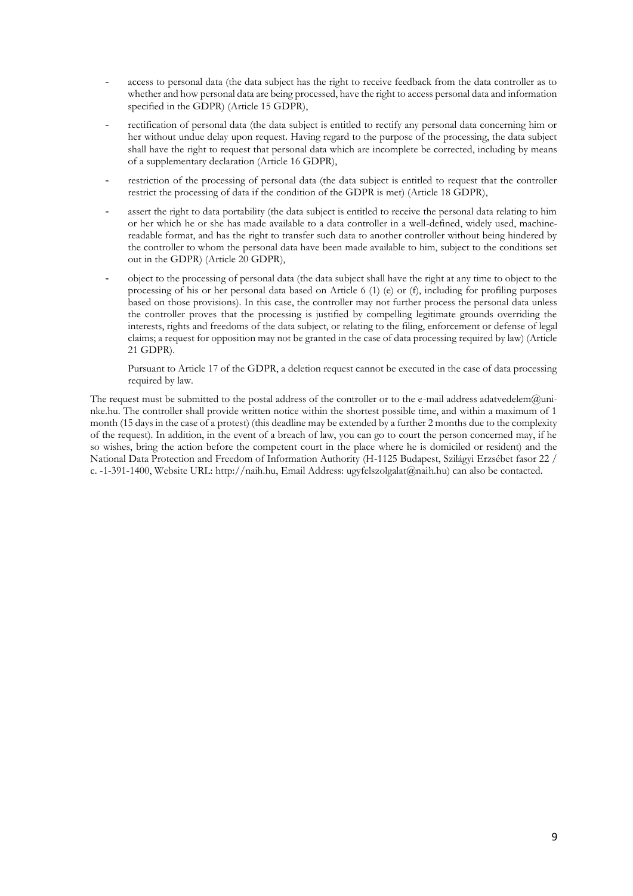- access to personal data (the data subject has the right to receive feedback from the data controller as to whether and how personal data are being processed, have the right to access personal data and information specified in the GDPR) (Article 15 GDPR),
- rectification of personal data (the data subject is entitled to rectify any personal data concerning him or her without undue delay upon request. Having regard to the purpose of the processing, the data subject shall have the right to request that personal data which are incomplete be corrected, including by means of a supplementary declaration (Article 16 GDPR),
- restriction of the processing of personal data (the data subject is entitled to request that the controller restrict the processing of data if the condition of the GDPR is met) (Article 18 GDPR),
- assert the right to data portability (the data subject is entitled to receive the personal data relating to him or her which he or she has made available to a data controller in a well-defined, widely used, machine-readable format, and has the right to transfer such data to another controller without being hindered by the controller to whom the personal data have been made available to him, subject to the conditions set out in the GDPR) (Article 20 GDPR),
- object to the processing of personal data (the data subject shall have the right at any time to object to the processing of his or her personal data based on Article 6 (1) (e) or (f), including for profiling purposes based on those provisions). In this case, the controller may not further process the personal data unless the controller proves that the processing is justified by compelling legitimate grounds overriding the interests, rights and freedoms of the data subject, or relating to the filing, enforcement or defense of legal claims; a request for opposition may not be granted in the case of data processing required by law) (Article 21 GDPR).

  Pursuant to Article 17 of the GDPR, a deletion request cannot be executed in the case of data processing required by law.

The request must be submitted to the postal address of the controller or to the e-mail address adatvedelem@uni-nke.hu. The controller shall provide written notice within the shortest possible time, and within a maximum of 1 month (15 days in the case of a protest) (this deadline may be extended by a further 2 months due to the complexity of the request). In addition, in the event of a breach of law, you can go to court the person concerned may, if he so wishes, bring the action before the competent court in the place where he is domiciled or resident) and the National Data Protection and Freedom of Information Authority (H-1125 Budapest, Szilágyi Erzsébet fasor 22 / c. -1-391-1400, Website URL: http://naih.hu, Email Address: ugyfelszolgalat@naih.hu) can also be contacted.